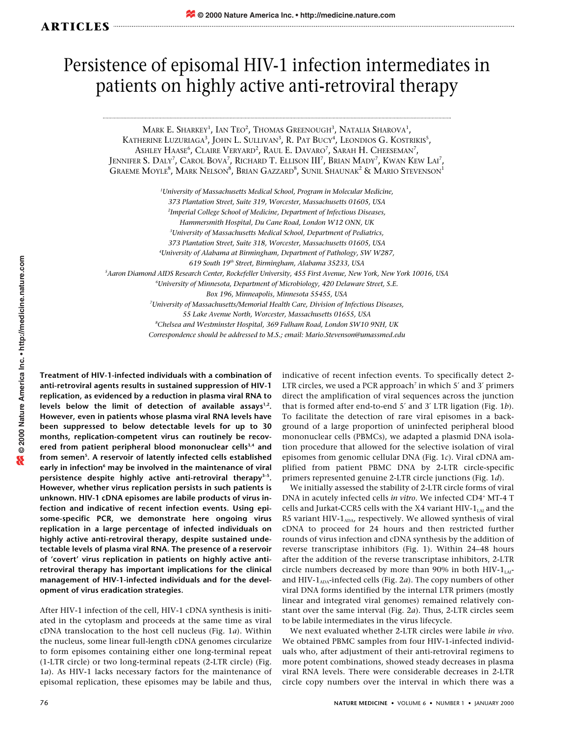# Persistence of episomal HIV-1 infection intermediates in patients on highly active anti-retroviral therapy

MARK E. SHARKEY[1], IAN TEO[2], THOMAS GREENOUGH[3], NATALIA SHAROVA[1], KATHERINE LUZURIAGA[3], JOHN L. SULLIVAN[3], R. PAT BUCY[4], LEONDIOS G. KOSTRIKIS[5], ASHLEY HAASE[6], CLAIRE VERYARD[2], RAUL E. DAVARO[7], SARAH H. CHEESEMAN[7], JENNIFER S. DALY[7], CAROL BOVA[7], RICHARD T. ELLISON III[7], BRIAN MADY[7], KWAN KEW LAI[7], GRAEME MOYLE[8], MARK NELSON[8], BRIAN GAZZARD[8], SUNIL SHAUNAK[2] & MARIO STEVENSON[1]

[1]University of Massachusetts Medical School, Program in Molecular Medicine, 373 Plantation Street, Suite 319, Worcester, Massachusetts 01605, USA
[2]Imperial College School of Medicine, Department of Infectious Diseases, Hammersmith Hospital, Du Cane Road, London W12 ONN, UK
[3]University of Massachusetts Medical School, Department of Pediatrics, 373 Plantation Street, Suite 318, Worcester, Massachusetts 01605, USA
[4]University of Alabama at Birmingham, Department of Pathology, SW W287, 619 South 19th Street, Birmingham, Alabama 35233, USA
[5]Aaron Diamond AIDS Research Center, Rockefeller University, 455 First Avenue, New York, New York 10016, USA
[6]University of Minnesota, Department of Microbiology, 420 Delaware Street, S.E. Box 196, Minneapolis, Minnesota 55455, USA
[7]University of Massachusetts/Memorial Health Care, Division of Infectious Diseases, 55 Lake Avenue North, Worcester, Massachusetts 01655, USA
[8]Chelsea and Westminster Hospital, 369 Fulham Road, London SW10 9NH, UK
Correspondence should be addressed to M.S.; email: Mario.Stevenson@umassmed.edu

**Treatment of HIV-1-infected individuals with a combination of anti-retroviral agents results in sustained suppression of HIV-1 replication, as evidenced by a reduction in plasma viral RNA to levels below the limit of detection of available assays[1,2]. However, even in patients whose plasma viral RNA levels have been suppressed to below detectable levels for up to 30 months, replication-competent virus can routinely be recovered from patient peripheral blood mononuclear cells[3,4] and from semen[5]. A reservoir of latently infected cells established early in infection[6] may be involved in the maintenance of viral persistence despite highly active anti-retroviral therapy[3–5]. However, whether virus replication persists in such patients is unknown. HIV-1 cDNA episomes are labile products of virus infection and indicative of recent infection events. Using episome-specific PCR, we demonstrate here ongoing virus replication in a large percentage of infected individuals on highly active anti-retroviral therapy, despite sustained undetectable levels of plasma viral RNA. The presence of a reservoir of 'covert' virus replication in patients on highly active anti-retroviral therapy has important implications for the clinical management of HIV-1-infected individuals and for the development of virus eradication strategies.**

After HIV-1 infection of the cell, HIV-1 cDNA synthesis is initiated in the cytoplasm and proceeds at the same time as viral cDNA translocation to the host cell nucleus (Fig. 1*a*). Within the nucleus, some linear full-length cDNA genomes circularize to form episomes containing either one long-terminal repeat (1-LTR circle) or two long-terminal repeats (2-LTR circle) (Fig. 1*a*). As HIV-1 lacks necessary factors for the maintenance of episomal replication, these episomes may be labile and thus, indicative of recent infection events. To specifically detect 2-LTR circles, we used a PCR approach[7] in which 5′ and 3′ primers direct the amplification of viral sequences across the junction that is formed after end-to-end 5′ and 3′ LTR ligation (Fig. 1*b*). To facilitate the detection of rare viral episomes in a background of a large proportion of uninfected peripheral blood mononuclear cells (PBMCs), we adapted a plasmid DNA isolation procedure that allowed for the selective isolation of viral episomes from genomic cellular DNA (Fig. 1*c*). Viral cDNA amplified from patient PBMC DNA by 2-LTR circle-specific primers represented genuine 2-LTR circle junctions (Fig. 1*d*).

We initially assessed the stability of 2-LTR circle forms of viral DNA in acutely infected cells *in vitro*. We infected $CD4^+$ MT-4 T cells and Jurkat-CCR5 cells with the X4 variant HIV-$1_{LAI}$ and the R5 variant HIV-$1_{ADA}$, respectively. We allowed synthesis of viral cDNA to proceed for 24 hours and then restricted further rounds of virus infection and cDNA synthesis by the addition of reverse transcriptase inhibitors (Fig. 1). Within 24–48 hours after the addition of the reverse transcriptase inhibitors, 2-LTR circle numbers decreased by more than 90% in both HIV-$1_{LAI}$- and HIV-$1_{ADA}$-infected cells (Fig. 2*a*). The copy numbers of other viral DNA forms identified by the internal LTR primers (mostly linear and integrated viral genomes) remained relatively constant over the same interval (Fig. 2*a*). Thus, 2-LTR circles seem to be labile intermediates in the virus lifecycle.

We next evaluated whether 2-LTR circles were labile *in vivo*. We obtained PBMC samples from four HIV-1-infected individuals who, after adjustment of their anti-retroviral regimens to more potent combinations, showed steady decreases in plasma viral RNA levels. There were considerable decreases in 2-LTR circle copy numbers over the interval in which there was a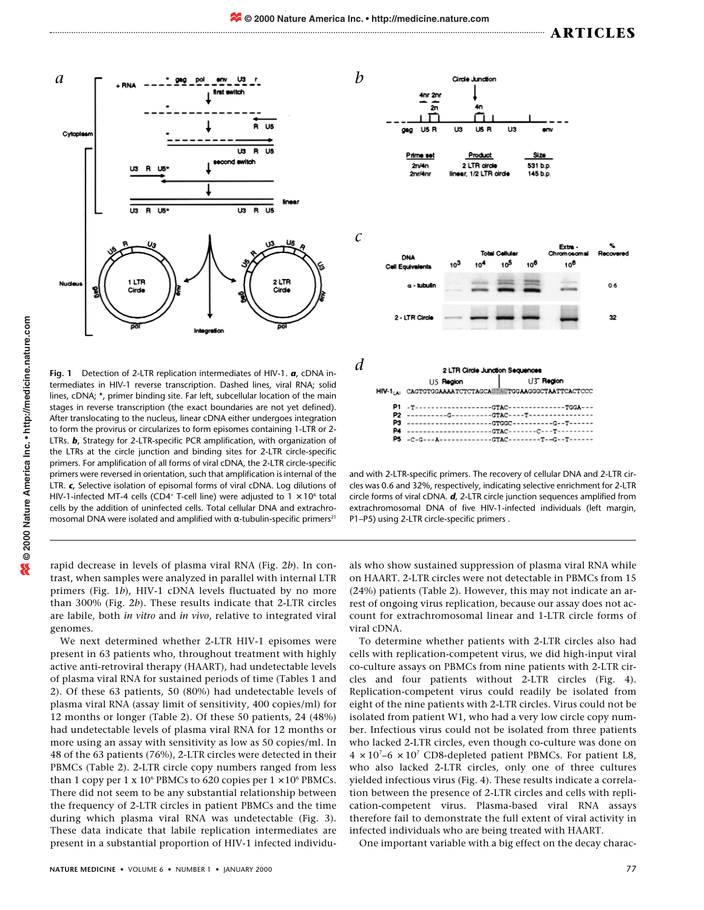**Fig. 1** Detection of 2-LTR replication intermediates of HIV-1. ***a***, cDNA intermediates in HIV-1 reverse transcription. Dashed lines, viral RNA; solid lines, cDNA; *, primer binding site. Far left, subcellular location of the main stages in reverse transcription (the exact boundaries are not yet defined). After translocating to the nucleus, linear cDNA either undergoes integration to form the provirus or circularizes to form episomes containing 1-LTR or 2-LTRs. ***b***, Strategy for 2-LTR-specific PCR amplification, with organization of the LTRs at the circle junction and binding sites for 2-LTR circle-specific primers. For amplification of all forms of viral cDNA, the 2-LTR circle-specific primers were reversed in orientation, such that amplification is internal of the LTR. ***c***, Selective isolation of episomal forms of viral cDNA. Log dilutions of HIV-1-infected MT-4 cells (CD4+ T-cell line) were adjusted to $1 \times 10^6$ total cells by the addition of uninfected cells. Total cellular DNA and extrachromosomal DNA were isolated and amplified with α-tubulin-specific primers[21] and with 2-LTR-specific primers. The recovery of cellular DNA and 2-LTR circles was 0.6 and 32%, respectively, indicating selective enrichment for 2-LTR circle forms of viral cDNA. ***d***, 2-LTR circle junction sequences amplified from extrachromosomal DNA of five HIV-1-infected individuals (left margin, P1–P5) using 2-LTR circle-specific primers .

rapid decrease in levels of plasma viral RNA (Fig. 2*b*). In contrast, when samples were analyzed in parallel with internal LTR primers (Fig. 1*b*), HIV-1 cDNA levels fluctuated by no more than 300% (Fig. 2*b*). These results indicate that 2-LTR circles are labile, both *in vitro* and *in vivo*, relative to integrated viral genomes.

We next determined whether 2-LTR HIV-1 episomes were present in 63 patients who, throughout treatment with highly active anti-retroviral therapy (HAART), had undetectable levels of plasma viral RNA for sustained periods of time (Tables 1 and 2). Of these 63 patients, 50 (80%) had undetectable levels of plasma viral RNA (assay limit of sensitivity, 400 copies/ml) for 12 months or longer (Table 2). Of these 50 patients, 24 (48%) had undetectable levels of plasma viral RNA for 12 months or more using an assay with sensitivity as low as 50 copies/ml. In 48 of the 63 patients (76%), 2-LTR circles were detected in their PBMCs (Table 2). 2-LTR circle copy numbers ranged from less than 1 copy per $1 \times 10^6$ PBMCs to 620 copies per $1 \times 10^6$ PBMCs. There did not seem to be any substantial relationship between the frequency of 2-LTR circles in patient PBMCs and the time during which plasma viral RNA was undetectable (Fig. 3). These data indicate that labile replication intermediates are present in a substantial proportion of HIV-1 infected individuals who show sustained suppression of plasma viral RNA while on HAART. 2-LTR circles were not detectable in PBMCs from 15 (24%) patients (Table 2). However, this may not indicate an arrest of ongoing virus replication, because our assay does not account for extrachromosomal linear and 1-LTR circle forms of viral cDNA.

To determine whether patients with 2-LTR circles also had cells with replication-competent virus, we did high-input viral co-culture assays on PBMCs from nine patients with 2-LTR circles and four patients without 2-LTR circles (Fig. 4). Replication-competent virus could readily be isolated from eight of the nine patients with 2-LTR circles. Virus could not be isolated from patient W1, who had a very low circle copy number. Infectious virus could not be isolated from three patients who lacked 2-LTR circles, even though co-culture was done on $4 \times 10^7$–$6 \times 10^7$ CD8-depleted patient PBMCs. For patient L8, who also lacked 2-LTR circles, only one of three cultures yielded infectious virus (Fig. 4). These results indicate a correlation between the presence of 2-LTR circles and cells with replication-competent virus. Plasma-based viral RNA assays therefore fail to demonstrate the full extent of viral activity in infected individuals who are being treated with HAART.

One important variable with a big effect on the decay charac-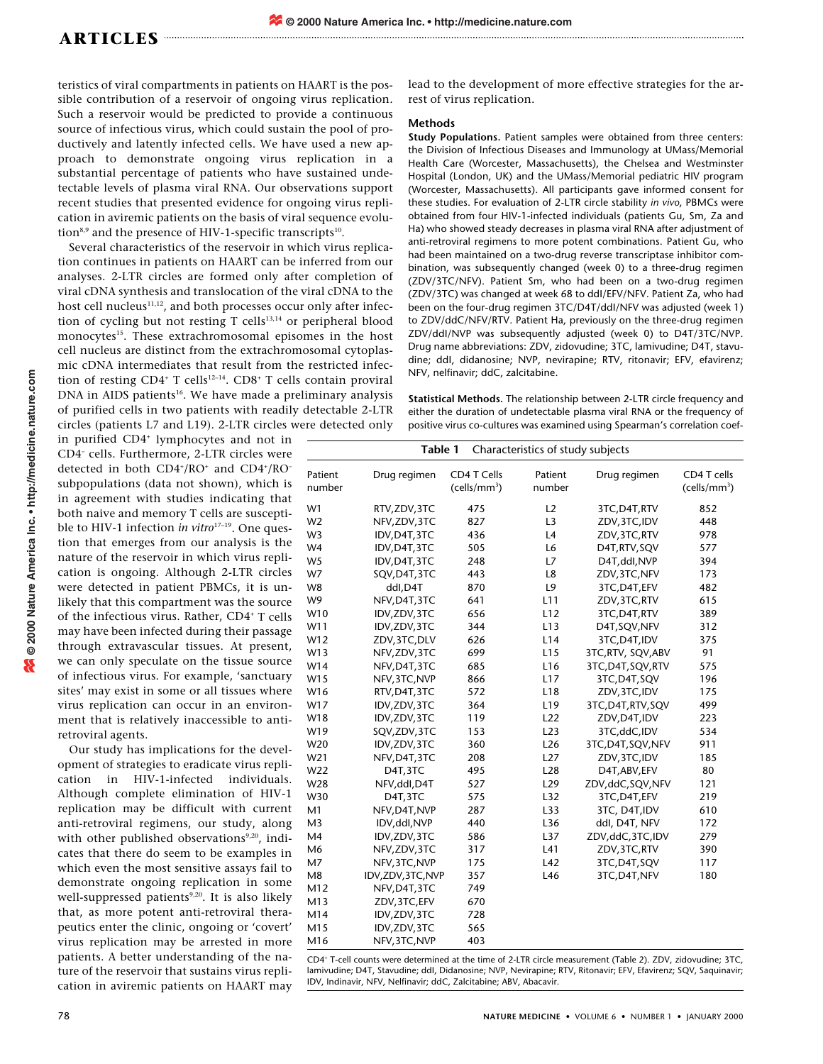teristics of viral compartments in patients on HAART is the possible contribution of a reservoir of ongoing virus replication. Such a reservoir would be predicted to provide a continuous source of infectious virus, which could sustain the pool of productively and latently infected cells. We have used a new approach to demonstrate ongoing virus replication in a substantial percentage of patients who have sustained undetectable levels of plasma viral RNA. Our observations support recent studies that presented evidence for ongoing virus replication in aviremic patients on the basis of viral sequence evolution[8,9] and the presence of HIV-1-specific transcripts[10].

Several characteristics of the reservoir in which virus replication continues in patients on HAART can be inferred from our analyses. 2-LTR circles are formed only after completion of viral cDNA synthesis and translocation of the viral cDNA to the host cell nucleus[11,12], and both processes occur only after infection of cycling but not resting T cells[13,14] or peripheral blood monocytes[15]. These extrachromosomal episomes in the host cell nucleus are distinct from the extrachromosomal cytoplasmic cDNA intermediates that result from the restricted infection of resting CD4⁺ T cells[12–14]. CD8⁺ T cells contain proviral DNA in AIDS patients[16]. We have made a preliminary analysis of purified cells in two patients with readily detectable 2-LTR circles (patients L7 and L19). 2-LTR circles were detected only in purified CD4⁺ lymphocytes and not in CD4⁻ cells. Furthermore, 2-LTR circles were detected in both CD4⁺/RO⁺ and CD4⁺/RO⁻ subpopulations (data not shown), which is in agreement with studies indicating that both naive and memory T cells are susceptible to HIV-1 infection *in vitro*[17–19]. One question that emerges from our analysis is the nature of the reservoir in which virus replication is ongoing. Although 2-LTR circles were detected in patient PBMCs, it is unlikely that this compartment was the source of the infectious virus. Rather, CD4⁺ T cells may have been infected during their passage through extravascular tissues. At present, we can only speculate on the tissue source of infectious virus. For example, 'sanctuary sites' may exist in some or all tissues where virus replication can occur in an environment that is relatively inaccessible to anti-retroviral agents.

Our study has implications for the development of strategies to eradicate virus replication in HIV-1-infected individuals. Although complete elimination of HIV-1 replication may be difficult with current anti-retroviral regimens, our study, along with other published observations[9,20], indicates that there do seem to be examples in which even the most sensitive assays fail to demonstrate ongoing replication in some well-suppressed patients[9,20]. It is also likely that, as more potent anti-retroviral therapeutics enter the clinic, ongoing or 'covert' virus replication may be arrested in more patients. A better understanding of the nature of the reservoir that sustains virus replication in aviremic patients on HAART may lead to the development of more effective strategies for the arrest of virus replication.

## Methods

**Study Populations.** Patient samples were obtained from three centers: the Division of Infectious Diseases and Immunology at UMass/Memorial Health Care (Worcester, Massachusetts), the Chelsea and Westminster Hospital (London, UK) and the UMass/Memorial pediatric HIV program (Worcester, Massachusetts). All participants gave informed consent for these studies. For evaluation of 2-LTR circle stability *in vivo*, PBMCs were obtained from four HIV-1-infected individuals (patients Gu, Sm, Za and Ha) who showed steady decreases in plasma viral RNA after adjustment of anti-retroviral regimens to more potent combinations. Patient Gu, who had been maintained on a two-drug reverse transcriptase inhibitor combination, was subsequently changed (week 0) to a three-drug regimen (ZDV/3TC/NFV). Patient Sm, who had been on a two-drug regimen (ZDV/3TC) was changed at week 68 to ddI/EFV/NFV. Patient Za, who had been on the four-drug regimen 3TC/D4T/ddI/NFV was adjusted (week 1) to ZDV/ddC/NFV/RTV. Patient Ha, previously on the three-drug regimen ZDV/ddI/NVP was subsequently adjusted (week 0) to D4T/3TC/NVP. Drug name abbreviations: ZDV, zidovudine; 3TC, lamivudine; D4T, stavudine; ddI, didanosine; NVP, nevirapine; RTV, ritonavir; EFV, efavirenz; NFV, nelfinavir; ddC, zalcitabine.

**Statistical Methods.** The relationship between 2-LTR circle frequency and either the duration of undetectable plasma viral RNA or the frequency of positive virus co-cultures was examined using Spearman's correlation coef-

**Table 1** Characteristics of study subjects

| Patient number | Drug regimen | CD4 T Cells (cells/mm³) | Patient number | Drug regimen | CD4 T cells (cells/mm³) |
|---|---|---|---|---|---|
| W1 | RTV,ZDV,3TC | 475 | L2 | 3TC,D4T,RTV | 852 |
| W2 | NFV,ZDV,3TC | 827 | L3 | ZDV,3TC,IDV | 448 |
| W3 | IDV,D4T,3TC | 436 | L4 | ZDV,3TC,RTV | 978 |
| W4 | IDV,D4T,3TC | 505 | L6 | D4T,RTV,SQV | 577 |
| W5 | IDV,D4T,3TC | 248 | L7 | D4T,ddI,NVP | 394 |
| W7 | SQV,D4T,3TC | 443 | L8 | ZDV,3TC,NFV | 173 |
| W8 | ddI,D4T | 870 | L9 | 3TC,D4T,EFV | 482 |
| W9 | NFV,D4T,3TC | 641 | L11 | ZDV,3TC,RTV | 615 |
| W10 | IDV,ZDV,3TC | 656 | L12 | 3TC,D4T,RTV | 389 |
| W11 | IDV,ZDV,3TC | 344 | L13 | D4T,SQV,NFV | 312 |
| W12 | ZDV,3TC,DLV | 626 | L14 | 3TC,D4T,IDV | 375 |
| W13 | NFV,ZDV,3TC | 699 | L15 | 3TC,RTV, SQV,ABV | 91 |
| W14 | NFV,D4T,3TC | 685 | L16 | 3TC,D4T,SQV,RTV | 575 |
| W15 | NFV,3TC,NVP | 866 | L17 | 3TC,D4T,SQV | 196 |
| W16 | RTV,D4T,3TC | 572 | L18 | ZDV,3TC,IDV | 175 |
| W17 | IDV,ZDV,3TC | 364 | L19 | 3TC,D4T,RTV,SQV | 499 |
| W18 | IDV,ZDV,3TC | 119 | L22 | ZDV,D4T,IDV | 223 |
| W19 | SQV,ZDV,3TC | 153 | L23 | 3TC,ddC,IDV | 534 |
| W20 | IDV,ZDV,3TC | 360 | L26 | 3TC,D4T,SQV,NFV | 911 |
| W21 | NFV,D4T,3TC | 208 | L27 | ZDV,3TC,IDV | 185 |
| W22 | D4T,3TC | 495 | L28 | D4T,ABV,EFV | 80 |
| W28 | NFV,ddI,D4T | 527 | L29 | ZDV,ddC,SQV,NFV | 121 |
| W30 | D4T,3TC | 575 | L32 | 3TC,D4T,EFV | 219 |
| M1 | NFV,D4T,NVP | 287 | L33 | 3TC, D4T,IDV | 610 |
| M3 | IDV,ddI,NVP | 440 | L36 | ddI, D4T, NFV | 172 |
| M4 | IDV,ZDV,3TC | 586 | L37 | ZDV,ddC,3TC,IDV | 279 |
| M6 | NFV,ZDV,3TC | 317 | L41 | ZDV,3TC,RTV | 390 |
| M7 | NFV,3TC,NVP | 175 | L42 | 3TC,D4T,SQV | 117 |
| M8 | IDV,ZDV,3TC,NVP | 357 | L46 | 3TC,D4T,NFV | 180 |
| M12 | NFV,D4T,3TC | 749 | | | |
| M13 | ZDV,3TC,EFV | 670 | | | |
| M14 | IDV,ZDV,3TC | 728 | | | |
| M15 | IDV,ZDV,3TC | 565 | | | |
| M16 | NFV,3TC,NVP | 403 | | | |

CD4⁺ T-cell counts were determined at the time of 2-LTR circle measurement (Table 2). ZDV, zidovudine; 3TC, lamivudine; D4T, Stavudine; ddI, Didanosine; NVP, Nevirapine; RTV, Ritonavir; EFV, Efavirenz; SQV, Saquinavir; IDV, Indinavir, NFV, Nelfinavir; ddC, Zalcitabine; ABV, Abacavir.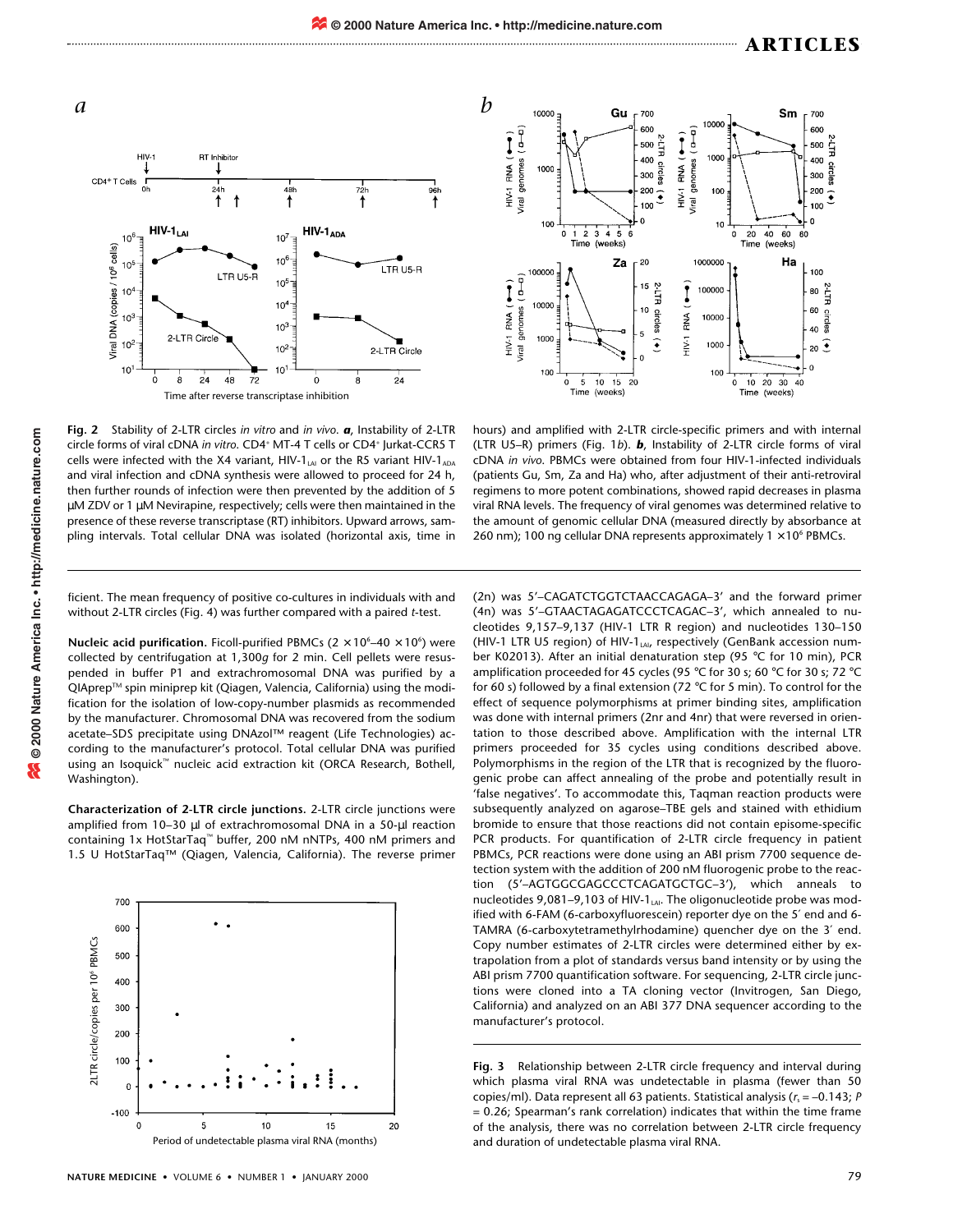**Fig. 2** Stability of 2-LTR circles *in vitro* and *in vivo*. ***a***, Instability of 2-LTR circle forms of viral cDNA *in vitro*. CD4[+] MT-4 T cells or CD4[+] Jurkat-CCR5 T cells were infected with the X4 variant, HIV-$1_{LAI}$ or the R5 variant HIV-$1_{ADA}$ and viral infection and cDNA synthesis were allowed to proceed for 24 h, then further rounds of infection were then prevented by the addition of 5 µM ZDV or 1 µM Nevirapine, respectively; cells were then maintained in the presence of these reverse transcriptase (RT) inhibitors. Upward arrows, sampling intervals. Total cellular DNA was isolated (horizontal axis, time in hours) and amplified with 2-LTR circle-specific primers and with internal (LTR U5–R) primers (Fig. 1*b*). ***b***, Instability of 2-LTR circle forms of viral cDNA *in vivo*. PBMCs were obtained from four HIV-1-infected individuals (patients Gu, Sm, Za and Ha) who, after adjustment of their anti-retroviral regimens to more potent combinations, showed rapid decreases in plasma viral RNA levels. The frequency of viral genomes was determined relative to the amount of genomic cellular DNA (measured directly by absorbance at 260 nm); 100 ng cellular DNA represents approximately $1 \times 10^6$ PBMCs.

ficient. The mean frequency of positive co-cultures in individuals with and without 2-LTR circles (Fig. 4) was further compared with a paired *t*-test.

**Nucleic acid purification.** Ficoll-purified PBMCs ($2 \times 10^6$–$40 \times 10^6$) were collected by centrifugation at 1,300*g* for 2 min. Cell pellets were resuspended in buffer P1 and extrachromosomal DNA was purified by a QIAprep™ spin miniprep kit (Qiagen, Valencia, California) using the modification for the isolation of low-copy-number plasmids as recommended by the manufacturer. Chromosomal DNA was recovered from the sodium acetate–SDS precipitate using DNAzol™ reagent (Life Technologies) according to the manufacturer's protocol. Total cellular DNA was purified using an Isoquick™ nucleic acid extraction kit (ORCA Research, Bothell, Washington).

**Characterization of 2-LTR circle junctions.** 2-LTR circle junctions were amplified from 10–30 µl of extrachromosomal DNA in a 50-µl reaction containing 1x HotStarTaq™ buffer, 200 nM nNTPs, 400 nM primers and 1.5 U HotStarTaq™ (Qiagen, Valencia, California). The reverse primer (2n) was 5'–CAGATCTGGTCTAACCAGAGA–3' and the forward primer (4n) was 5'–GTAACTAGAGATCCCTCAGAC–3', which annealed to nucleotides 9,157–9,137 (HIV-1 LTR R region) and nucleotides 130–150 (HIV-1 LTR U5 region) of HIV-$1_{LAI}$, respectively (GenBank accession number K02013). After an initial denaturation step (95 °C for 10 min), PCR amplification proceeded for 45 cycles (95 °C for 30 s; 60 °C for 30 s; 72 °C for 60 s) followed by a final extension (72 °C for 5 min). To control for the effect of sequence polymorphisms at primer binding sites, amplification was done with internal primers (2nr and 4nr) that were reversed in orientation to those described above. Amplification with the internal LTR primers proceeded for 35 cycles using conditions described above. Polymorphisms in the region of the LTR that is recognized by the fluorogenic probe can affect annealing of the probe and potentially result in 'false negatives'. To accommodate this, Taqman reaction products were subsequently analyzed on agarose–TBE gels and stained with ethidium bromide to ensure that those reactions did not contain episome-specific PCR products. For quantification of 2-LTR circle frequency in patient PBMCs, PCR reactions were done using an ABI prism 7700 sequence detection system with the addition of 200 nM fluorogenic probe to the reaction (5'–AGTGGCGAGCCCTCAGATGCTGC–3'), which anneals to nucleotides 9,081–9,103 of HIV-$1_{LAI}$. The oligonucleotide probe was modified with 6-FAM (6-carboxyfluorescein) reporter dye on the 5' end and 6-TAMRA (6-carboxytetramethylrhodamine) quencher dye on the 3' end. Copy number estimates of 2-LTR circles were determined either by extrapolation from a plot of standards versus band intensity or by using the ABI prism 7700 quantification software. For sequencing, 2-LTR circle junctions were cloned into a TA cloning vector (Invitrogen, San Diego, California) and analyzed on an ABI 377 DNA sequencer according to the manufacturer's protocol.

**Fig. 3** Relationship between 2-LTR circle frequency and interval during which plasma viral RNA was undetectable in plasma (fewer than 50 copies/ml). Data represent all 63 patients. Statistical analysis ($r_s = -0.143$; $P = 0.26$; Spearman's rank correlation) indicates that within the time frame of the analysis, there was no correlation between 2-LTR circle frequency and duration of undetectable plasma viral RNA.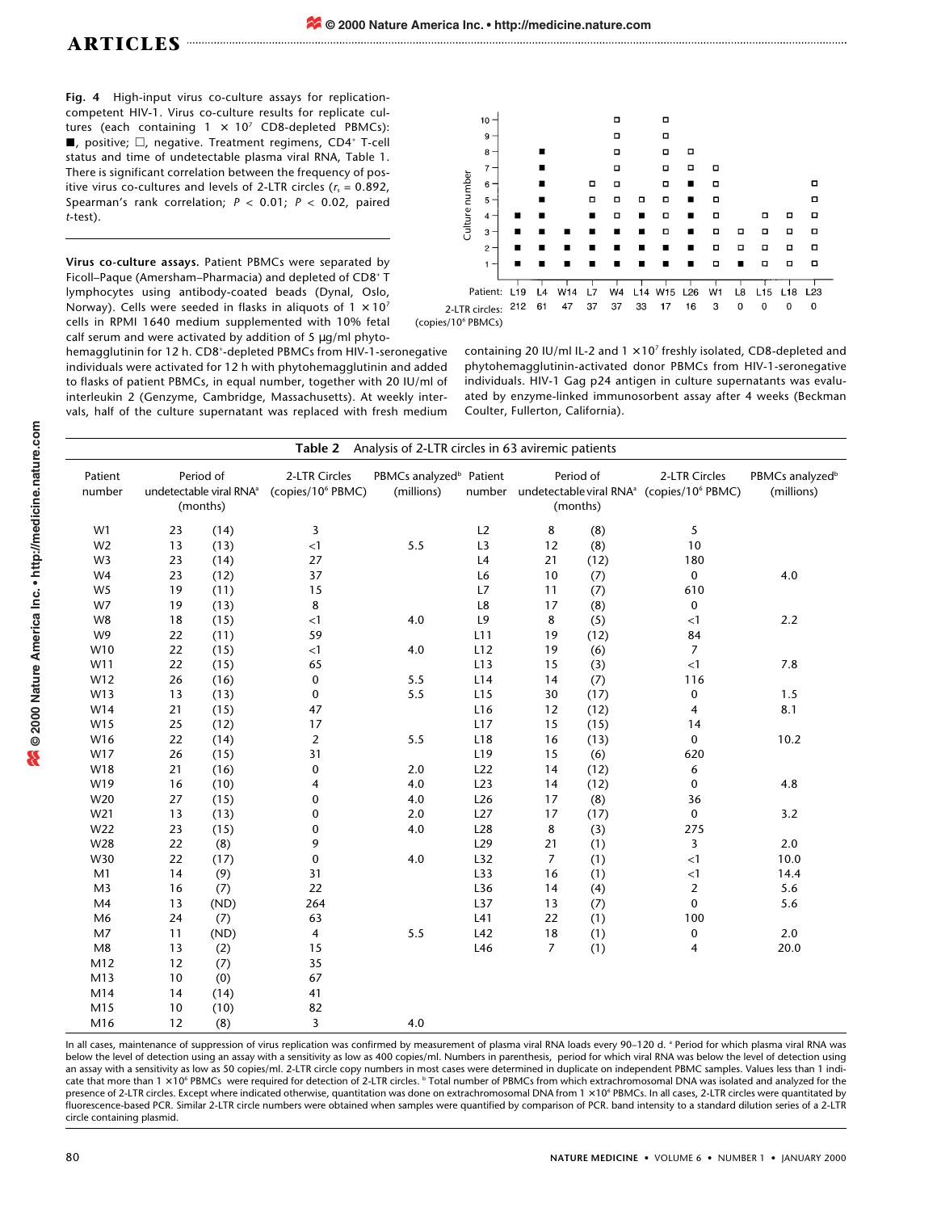**Fig. 4** High-input virus co-culture assays for replication-competent HIV-1. Virus co-culture results for replicate cultures (each containing $1 \times 10^7$ CD8-depleted PBMCs): ■, positive; □, negative. Treatment regimens, $CD4^+$ T-cell status and time of undetectable plasma viral RNA, Table 1. There is significant correlation between the frequency of positive virus co-cultures and levels of 2-LTR circles ($r_s = 0.892$, Spearman's rank correlation; $P < 0.01$; $P < 0.02$, paired *t*-test).

**Virus co-culture assays.** Patient PBMCs were separated by Ficoll–Paque (Amersham–Pharmacia) and depleted of $CD8^+$ T lymphocytes using antibody-coated beads (Dynal, Oslo, Norway). Cells were seeded in flasks in aliquots of $1 \times 10^7$ cells in RPMI 1640 medium supplemented with 10% fetal calf serum and were activated by addition of 5 µg/ml phytohemagglutinin for 12 h. $CD8^+$-depleted PBMCs from HIV-1-seronegative individuals were activated for 12 h with phytohemagglutinin and added to flasks of patient PBMCs, in equal number, together with 20 IU/ml of interleukin 2 (Genzyme, Cambridge, Massachusetts). At weekly intervals, half of the culture supernatant was replaced with fresh medium containing 20 IU/ml IL-2 and $1 \times 10^7$ freshly isolated, CD8-depleted and phytohemagglutinin-activated donor PBMCs from HIV-1-seronegative individuals. HIV-1 Gag p24 antigen in culture supernatants was evaluated by enzyme-linked immunosorbent assay after 4 weeks (Beckman Coulter, Fullerton, California).

**Table 2** Analysis of 2-LTR circles in 63 aviremic patients

| Patient number | Period of undetectable viral RNA[a] (months) | | 2-LTR Circles (copies/$10^6$ PBMC) | PBMCs analyzed[b] (millions) | Patient number | Period of undetectable viral RNA[a] (months) | | 2-LTR Circles (copies/$10^6$ PBMC) | PBMCs analyzed[b] (millions) |
|---|---|---|---|---|---|---|---|---|---|
| W1 | 23 | (14) | 3 | | L2 | 8 | (8) | 5 | |
| W2 | 13 | (13) | <1 | 5.5 | L3 | 12 | (8) | 10 | |
| W3 | 23 | (14) | 27 | | L4 | 21 | (12) | 180 | |
| W4 | 23 | (12) | 37 | | L6 | 10 | (7) | 0 | 4.0 |
| W5 | 19 | (11) | 15 | | L7 | 11 | (7) | 610 | |
| W7 | 19 | (13) | 8 | | L8 | 17 | (8) | 0 | |
| W8 | 18 | (15) | <1 | 4.0 | L9 | 8 | (5) | <1 | 2.2 |
| W9 | 22 | (11) | 59 | | L11 | 19 | (12) | 84 | |
| W10 | 22 | (15) | <1 | 4.0 | L12 | 19 | (6) | 7 | |
| W11 | 22 | (15) | 65 | | L13 | 15 | (3) | <1 | 7.8 |
| W12 | 26 | (16) | 0 | 5.5 | L14 | 14 | (7) | 116 | |
| W13 | 13 | (13) | 0 | 5.5 | L15 | 30 | (17) | 0 | 1.5 |
| W14 | 21 | (15) | 47 | | L16 | 12 | (12) | 4 | 8.1 |
| W15 | 25 | (12) | 17 | | L17 | 15 | (15) | 14 | |
| W16 | 22 | (14) | 2 | 5.5 | L18 | 16 | (13) | 0 | 10.2 |
| W17 | 26 | (15) | 31 | | L19 | 15 | (6) | 620 | |
| W18 | 21 | (16) | 0 | 2.0 | L22 | 14 | (12) | 6 | |
| W19 | 16 | (10) | 4 | 4.0 | L23 | 14 | (12) | 0 | 4.8 |
| W20 | 27 | (15) | 0 | 4.0 | L26 | 17 | (8) | 36 | |
| W21 | 13 | (13) | 0 | 2.0 | L27 | 17 | (17) | 0 | 3.2 |
| W22 | 23 | (15) | 0 | 4.0 | L28 | 8 | (3) | 275 | |
| W28 | 22 | (8) | 9 | | L29 | 21 | (1) | 3 | 2.0 |
| W30 | 22 | (17) | 0 | 4.0 | L32 | 7 | (1) | <1 | 10.0 |
| M1 | 14 | (9) | 31 | | L33 | 16 | (1) | <1 | 14.4 |
| M3 | 16 | (7) | 22 | | L36 | 14 | (4) | 2 | 5.6 |
| M4 | 13 | (ND) | 264 | | L37 | 13 | (7) | 0 | 5.6 |
| M6 | 24 | (7) | 63 | | L41 | 22 | (1) | 100 | |
| M7 | 11 | (ND) | 4 | 5.5 | L42 | 18 | (1) | 0 | 2.0 |
| M8 | 13 | (2) | 15 | | L46 | 7 | (1) | 4 | 20.0 |
| M12 | 12 | (7) | 35 | | | | | | |
| M13 | 10 | (0) | 67 | | | | | | |
| M14 | 14 | (14) | 41 | | | | | | |
| M15 | 10 | (10) | 82 | | | | | | |
| M16 | 12 | (8) | 3 | 4.0 | | | | | |

In all cases, maintenance of suppression of virus replication was confirmed by measurement of plasma viral RNA loads every 90–120 d. [a] Period for which plasma viral RNA was below the level of detection using an assay with a sensitivity as low as 400 copies/ml. Numbers in parenthesis, period for which viral RNA was below the level of detection using an assay with a sensitivity as low as 50 copies/ml. 2-LTR circle copy numbers in most cases were determined in duplicate on independent PBMC samples. Values less than 1 indicate that more than $1 \times 10^6$ PBMCs were required for detection of 2-LTR circles. [b] Total number of PBMCs from which extrachromosomal DNA was isolated and analyzed for the presence of 2-LTR circles. Except where indicated otherwise, quantitation was done on extrachromosomal DNA from $1 \times 10^6$ PBMCs. In all cases, 2-LTR circles were quantitated by fluorescence-based PCR. Similar 2-LTR circle numbers were obtained when samples were quantified by comparison of PCR. band intensity to a standard dilution series of a 2-LTR circle containing plasmid.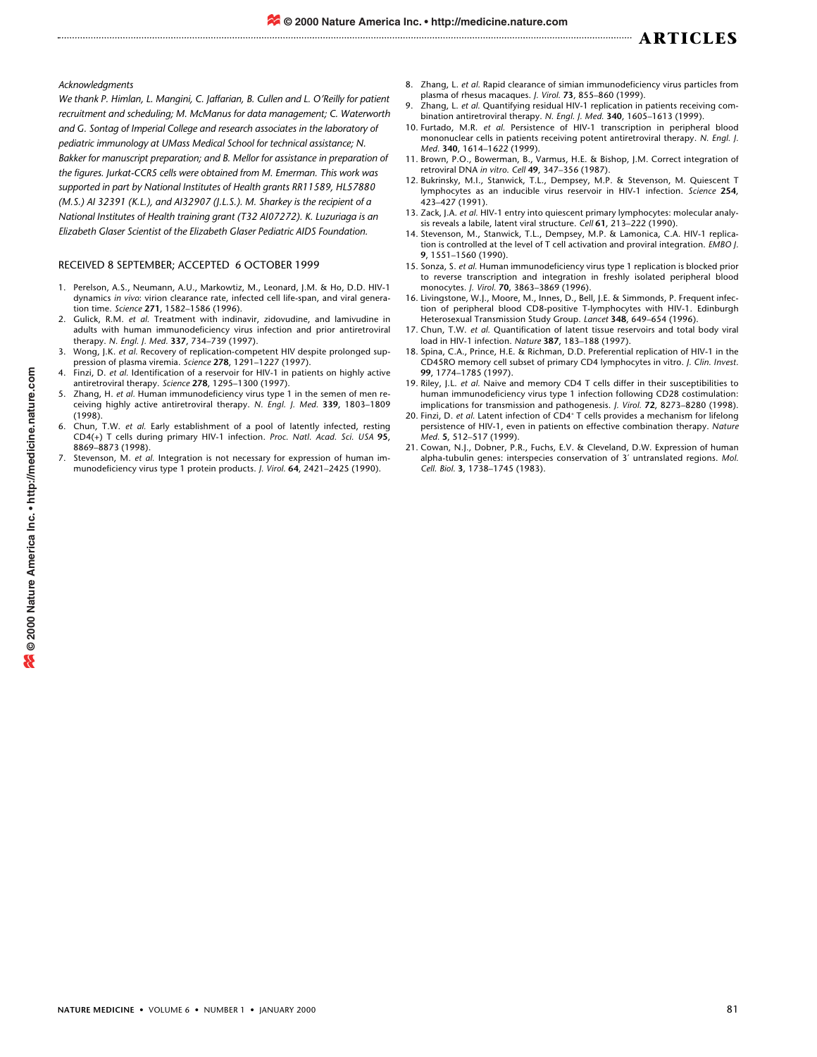*Acknowledgments*

*We thank P. Himlan, L. Mangini, C. Jaffarian, B. Cullen and L. O'Reilly for patient recruitment and scheduling; M. McManus for data management; C. Waterworth and G. Sontag of Imperial College and research associates in the laboratory of pediatric immunology at UMass Medical School for technical assistance; N. Bakker for manuscript preparation; and B. Mellor for assistance in preparation of the figures. Jurkat-CCR5 cells were obtained from M. Emerman. This work was supported in part by National Institutes of Health grants RR11589, HL57880 (M.S.) AI 32391 (K.L.), and AI32907 (J.L.S.). M. Sharkey is the recipient of a National Institutes of Health training grant (T32 AI07272). K. Luzuriaga is an Elizabeth Glaser Scientist of the Elizabeth Glaser Pediatric AIDS Foundation.*

RECEIVED 8 SEPTEMBER; ACCEPTED 6 OCTOBER 1999

1. Perelson, A.S., Neumann, A.U., Markowtiz, M., Leonard, J.M. & Ho, D.D. HIV-1 dynamics *in vivo*: virion clearance rate, infected cell life-span, and viral generation time. *Science* **271**, 1582–1586 (1996).
2. Gulick, R.M. *et al.* Treatment with indinavir, zidovudine, and lamivudine in adults with human immunodeficiency virus infection and prior antiretroviral therapy. *N. Engl. J. Med.* **337**, 734–739 (1997).
3. Wong, J.K. *et al.* Recovery of replication-competent HIV despite prolonged suppression of plasma viremia. *Science* **278**, 1291–1227 (1997).
4. Finzi, D. *et al.* Identification of a reservoir for HIV-1 in patients on highly active antiretroviral therapy. *Science* **278**, 1295–1300 (1997).
5. Zhang, H. *et al.* Human immunodeficiency virus type 1 in the semen of men receiving highly active antiretroviral therapy. *N. Engl. J. Med.* **339**, 1803–1809 (1998).
6. Chun, T.W. *et al.* Early establishment of a pool of latently infected, resting CD4(+) T cells during primary HIV-1 infection. *Proc. Natl. Acad. Sci. USA* **95**, 8869–8873 (1998).
7. Stevenson, M. *et al.* Integration is not necessary for expression of human immunodeficiency virus type 1 protein products. *J. Virol.* **64**, 2421–2425 (1990).
8. Zhang, L. *et al.* Rapid clearance of simian immunodeficiency virus particles from plasma of rhesus macaques. *J. Virol.* **73**, 855–860 (1999).
9. Zhang, L. *et al.* Quantifying residual HIV-1 replication in patients receiving combination antiretroviral therapy. *N. Engl. J. Med.* **340**, 1605–1613 (1999).
10. Furtado, M.R. *et al.* Persistence of HIV-1 transcription in peripheral blood mononuclear cells in patients receiving potent antiretroviral therapy. *N. Engl. J. Med.* **340**, 1614–1622 (1999).
11. Brown, P.O., Bowerman, B., Varmus, H.E. & Bishop, J.M. Correct integration of retroviral DNA *in vitro*. *Cell* **49**, 347–356 (1987).
12. Bukrinsky, M.I., Stanwick, T.L., Dempsey, M.P. & Stevenson, M. Quiescent T lymphocytes as an inducible virus reservoir in HIV-1 infection. *Science* **254**, 423–427 (1991).
13. Zack, J.A. *et al.* HIV-1 entry into quiescent primary lymphocytes: molecular analysis reveals a labile, latent viral structure. *Cell* **61**, 213–222 (1990).
14. Stevenson, M., Stanwick, T.L., Dempsey, M.P. & Lamonica, C.A. HIV-1 replication is controlled at the level of T cell activation and proviral integration. *EMBO J.* **9**, 1551–1560 (1990).
15. Sonza, S. *et al.* Human immunodeficiency virus type 1 replication is blocked prior to reverse transcription and integration in freshly isolated peripheral blood monocytes. *J. Virol.* **70**, 3863–3869 (1996).
16. Livingstone, W.J., Moore, M., Innes, D., Bell, J.E. & Simmonds, P. Frequent infection of peripheral blood CD8-positive T-lymphocytes with HIV-1. Edinburgh Heterosexual Transmission Study Group. *Lancet* **348**, 649–654 (1996).
17. Chun, T.W. *et al.* Quantification of latent tissue reservoirs and total body viral load in HIV-1 infection. *Nature* **387**, 183–188 (1997).
18. Spina, C.A., Prince, H.E. & Richman, D.D. Preferential replication of HIV-1 in the CD45RO memory cell subset of primary CD4 lymphocytes in vitro. *J. Clin. Invest.* **99**, 1774–1785 (1997).
19. Riley, J.L. *et al.* Naive and memory CD4 T cells differ in their susceptibilities to human immunodeficiency virus type 1 infection following CD28 costimulation: implications for transmission and pathogenesis. *J. Virol.* **72**, 8273–8280 (1998).
20. Finzi, D. *et al.* Latent infection of CD4+ T cells provides a mechanism for lifelong persistence of HIV-1, even in patients on effective combination therapy. *Nature Med.* **5**, 512–517 (1999).
21. Cowan, N.J., Dobner, P.R., Fuchs, E.V. & Cleveland, D.W. Expression of human alpha-tubulin genes: interspecies conservation of 3′ untranslated regions. *Mol. Cell. Biol.* **3**, 1738–1745 (1983).